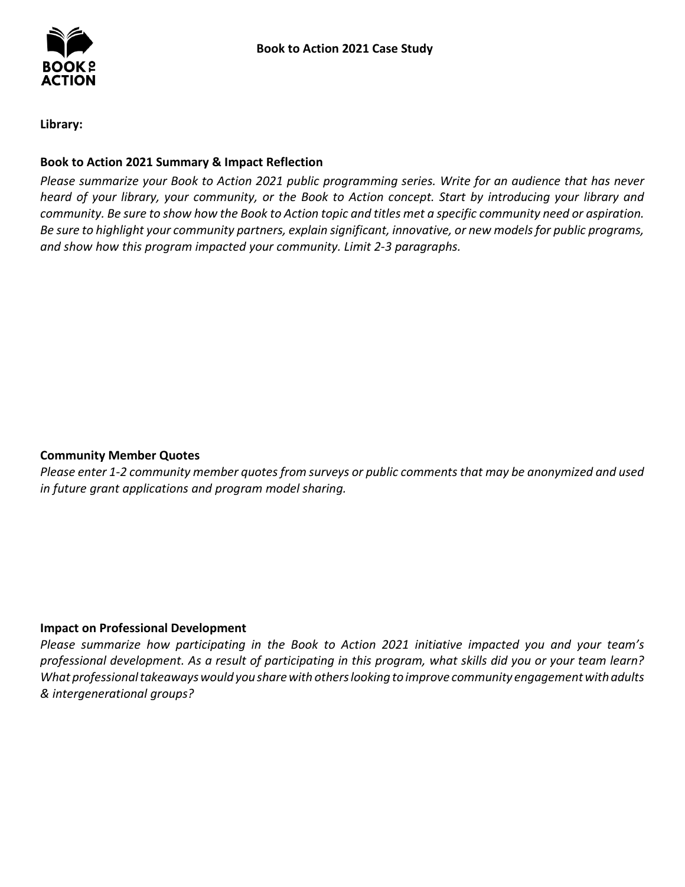# Book to Action 2021 Case Study

**Library:**

## Book to Action 2021 Summary & Impact Reflection

*Please summarize your Book to Action 2021 public programming series. Write for an audience that has never heard of your library, your community, or the Book to Action concept. Start by introducing your library and community. Be sure to show how the Book to Action topic and titles met a specific community need or aspiration. Be sure to highlight your community partners, explain significant, innovative, or new models for public programs, and show how this program impacted your community. Limit 2-3 paragraphs.*

## Community Member Quotes

*Please enter 1-2 community member quotes from surveys or public comments that may be anonymized and used in future grant applications and program model sharing.*

## Impact on Professional Development

*Please summarize how participating in the Book to Action 2021 initiative impacted you and your team's professional development. As a result of participating in this program, what skills did you or your team learn? What professional takeaways would you share with others looking to improve community engagement with adults & intergenerational groups?*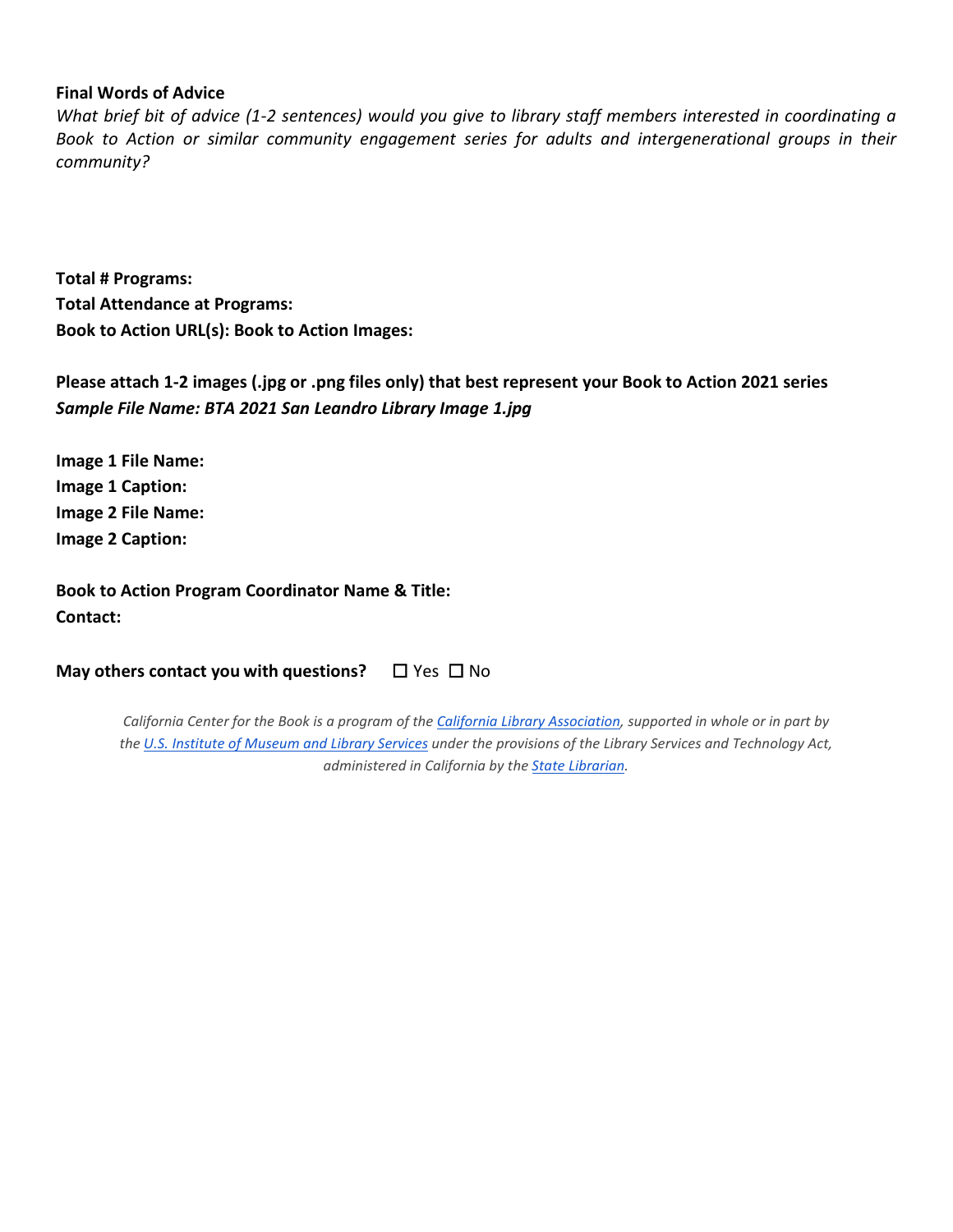**Final Words of Advice**

*What brief bit of advice (1-2 sentences) would you give to library staff members interested in coordinating a Book to Action or similar community engagement series for adults and intergenerational groups in their community?*

**Total # Programs:**
**Total Attendance at Programs:**
**Book to Action URL(s): Book to Action Images:**

**Please attach 1-2 images (.jpg or .png files only) that best represent your Book to Action 2021 series**
***Sample File Name: BTA 2021 San Leandro Library Image 1.jpg***

**Image 1 File Name:**
**Image 1 Caption:**
**Image 2 File Name:**
**Image 2 Caption:**

**Book to Action Program Coordinator Name & Title:**
**Contact:**

**May others contact you with questions?** ☐ Yes ☐ No

*California Center for the Book is a program of the California Library Association, supported in whole or in part by the U.S. Institute of Museum and Library Services under the provisions of the Library Services and Technology Act, administered in California by the State Librarian.*